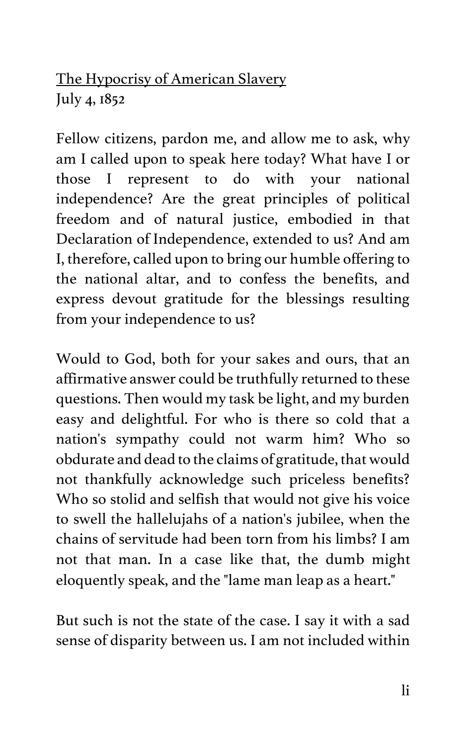<u>The Hypocrisy of American Slavery</u>
July 4, 1852

Fellow citizens, pardon me, and allow me to ask, why am I called upon to speak here today? What have I or those I represent to do with your national independence? Are the great principles of political freedom and of natural justice, embodied in that Declaration of Independence, extended to us? And am I, therefore, called upon to bring our humble offering to the national altar, and to confess the benefits, and express devout gratitude for the blessings resulting from your independence to us?

Would to God, both for your sakes and ours, that an affirmative answer could be truthfully returned to these questions. Then would my task be light, and my burden easy and delightful. For who is there so cold that a nation's sympathy could not warm him? Who so obdurate and dead to the claims of gratitude, that would not thankfully acknowledge such priceless benefits? Who so stolid and selfish that would not give his voice to swell the hallelujahs of a nation's jubilee, when the chains of servitude had been torn from his limbs? I am not that man. In a case like that, the dumb might eloquently speak, and the "lame man leap as a heart."

But such is not the state of the case. I say it with a sad sense of disparity between us. I am not included within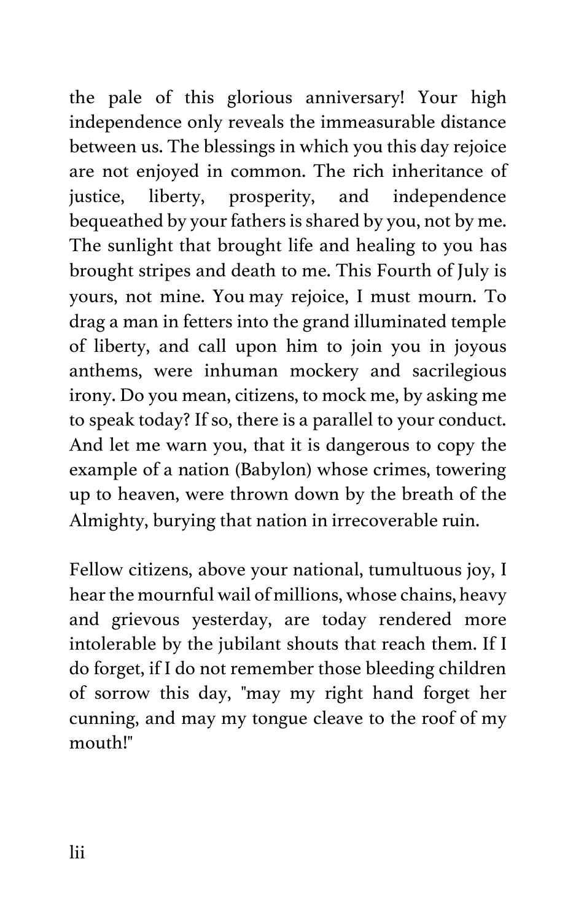the pale of this glorious anniversary! Your high independence only reveals the immeasurable distance between us. The blessings in which you this day rejoice are not enjoyed in common. The rich inheritance of justice, liberty, prosperity, and independence bequeathed by your fathers is shared by you, not by me. The sunlight that brought life and healing to you has brought stripes and death to me. This Fourth of July is yours, not mine. You may rejoice, I must mourn. To drag a man in fetters into the grand illuminated temple of liberty, and call upon him to join you in joyous anthems, were inhuman mockery and sacrilegious irony. Do you mean, citizens, to mock me, by asking me to speak today? If so, there is a parallel to your conduct. And let me warn you, that it is dangerous to copy the example of a nation (Babylon) whose crimes, towering up to heaven, were thrown down by the breath of the Almighty, burying that nation in irrecoverable ruin.

Fellow citizens, above your national, tumultuous joy, I hear the mournful wail of millions, whose chains, heavy and grievous yesterday, are today rendered more intolerable by the jubilant shouts that reach them. If I do forget, if I do not remember those bleeding children of sorrow this day, "may my right hand forget her cunning, and may my tongue cleave to the roof of my mouth!"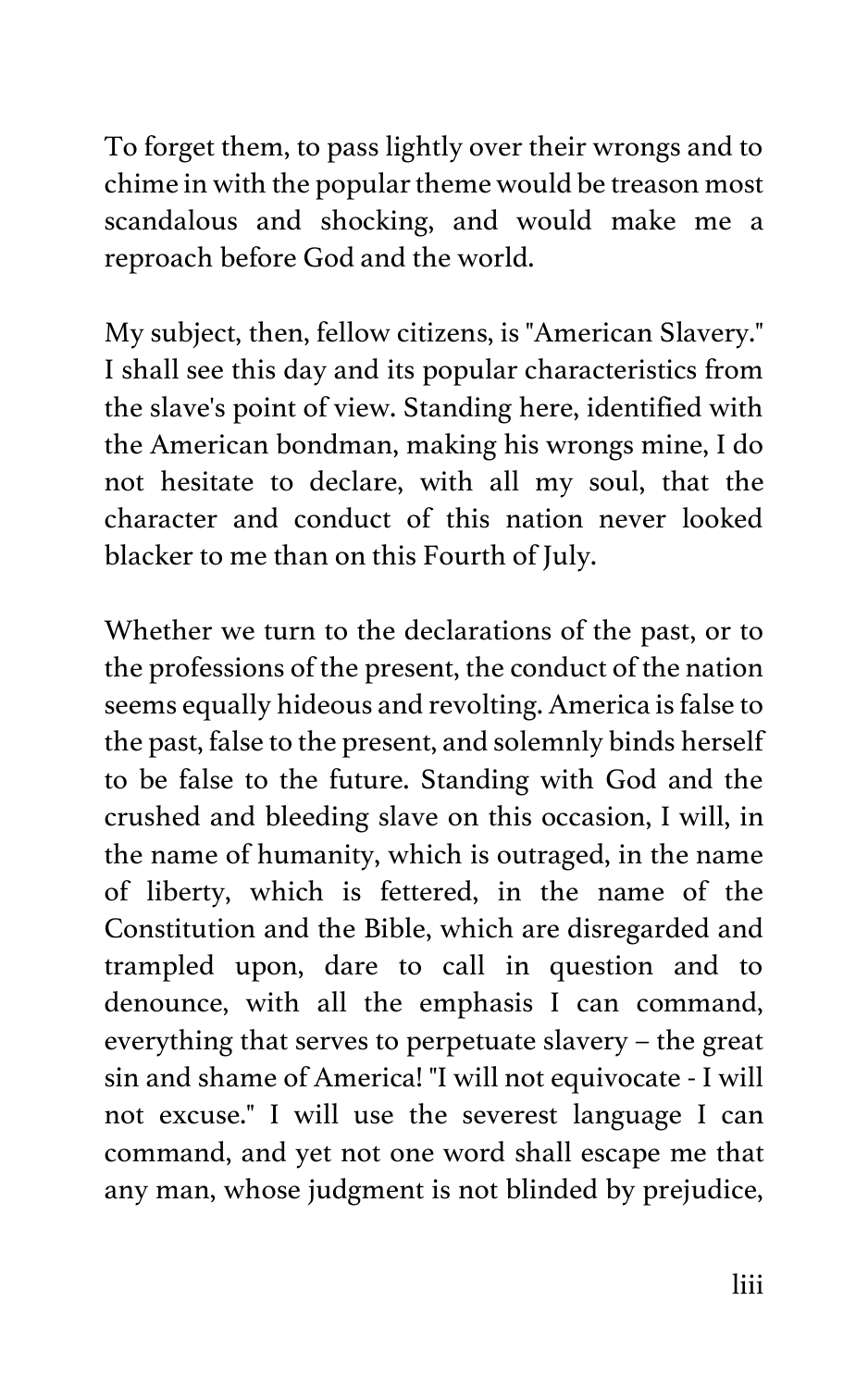To forget them, to pass lightly over their wrongs and to chime in with the popular theme would be treason most scandalous and shocking, and would make me a reproach before God and the world.

My subject, then, fellow citizens, is "American Slavery." I shall see this day and its popular characteristics from the slave's point of view. Standing here, identified with the American bondman, making his wrongs mine, I do not hesitate to declare, with all my soul, that the character and conduct of this nation never looked blacker to me than on this Fourth of July.

Whether we turn to the declarations of the past, or to the professions of the present, the conduct of the nation seems equally hideous and revolting. America is false to the past, false to the present, and solemnly binds herself to be false to the future. Standing with God and the crushed and bleeding slave on this occasion, I will, in the name of humanity, which is outraged, in the name of liberty, which is fettered, in the name of the Constitution and the Bible, which are disregarded and trampled upon, dare to call in question and to denounce, with all the emphasis I can command, everything that serves to perpetuate slavery – the great sin and shame of America! "I will not equivocate - I will not excuse." I will use the severest language I can command, and yet not one word shall escape me that any man, whose judgment is not blinded by prejudice,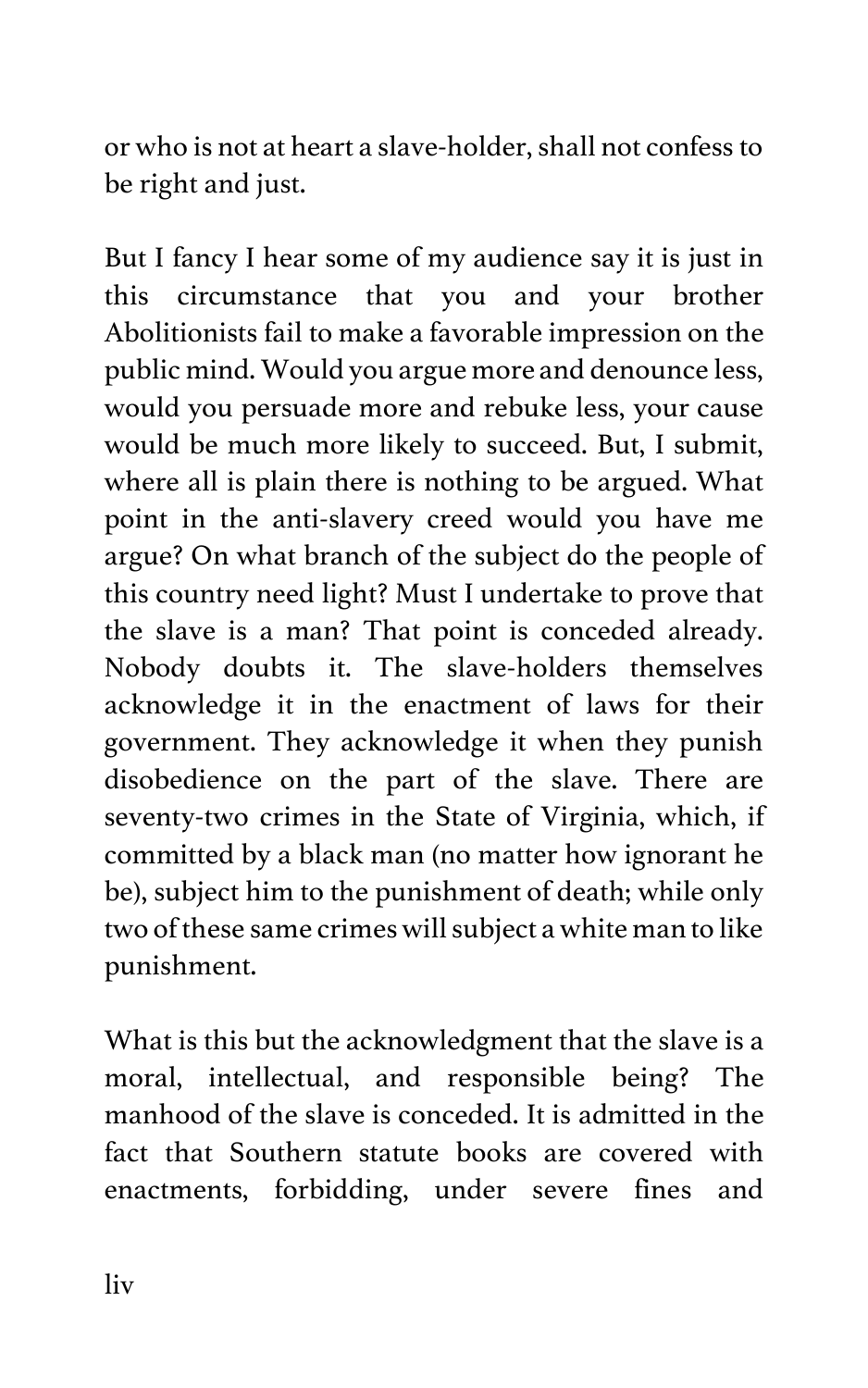or who is not at heart a slave-holder, shall not confess to be right and just.

But I fancy I hear some of my audience say it is just in this circumstance that you and your brother Abolitionists fail to make a favorable impression on the public mind. Would you argue more and denounce less, would you persuade more and rebuke less, your cause would be much more likely to succeed. But, I submit, where all is plain there is nothing to be argued. What point in the anti-slavery creed would you have me argue? On what branch of the subject do the people of this country need light? Must I undertake to prove that the slave is a man? That point is conceded already. Nobody doubts it. The slave-holders themselves acknowledge it in the enactment of laws for their government. They acknowledge it when they punish disobedience on the part of the slave. There are seventy-two crimes in the State of Virginia, which, if committed by a black man (no matter how ignorant he be), subject him to the punishment of death; while only two of these same crimes will subject a white man to like punishment.

What is this but the acknowledgment that the slave is a moral, intellectual, and responsible being? The manhood of the slave is conceded. It is admitted in the fact that Southern statute books are covered with enactments, forbidding, under severe fines and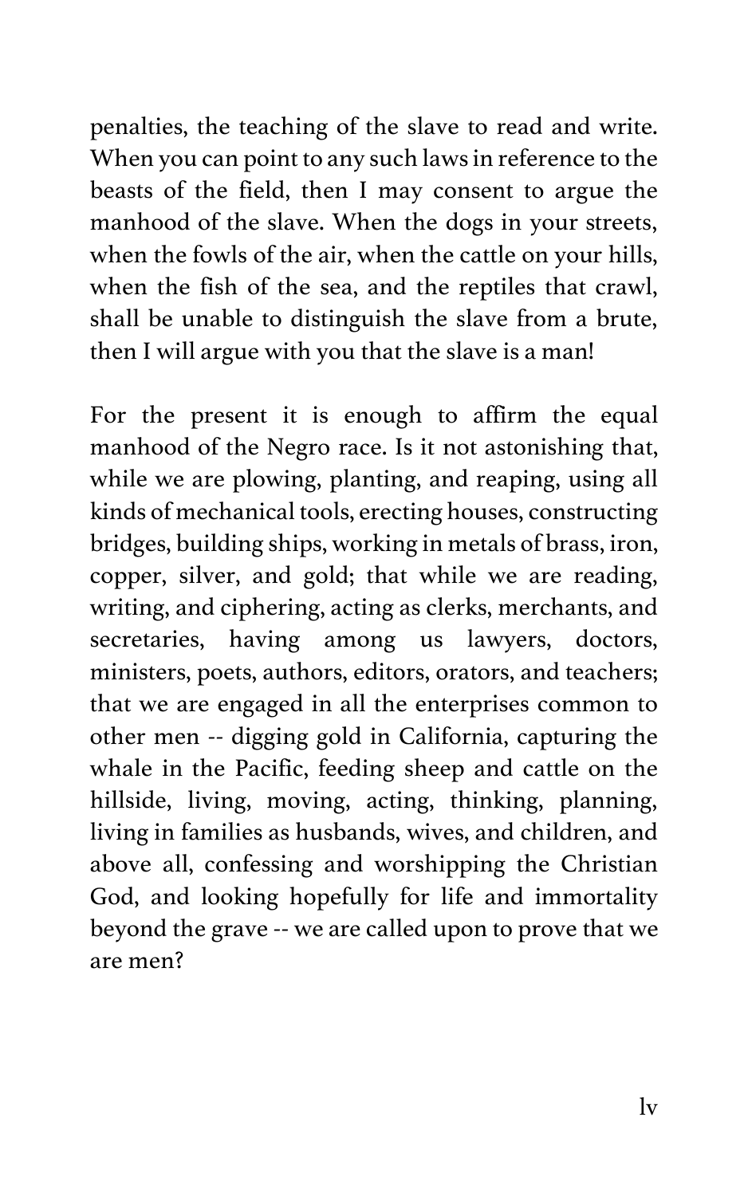penalties, the teaching of the slave to read and write. When you can point to any such laws in reference to the beasts of the field, then I may consent to argue the manhood of the slave. When the dogs in your streets, when the fowls of the air, when the cattle on your hills, when the fish of the sea, and the reptiles that crawl, shall be unable to distinguish the slave from a brute, then I will argue with you that the slave is a man!

For the present it is enough to affirm the equal manhood of the Negro race. Is it not astonishing that, while we are plowing, planting, and reaping, using all kinds of mechanical tools, erecting houses, constructing bridges, building ships, working in metals of brass, iron, copper, silver, and gold; that while we are reading, writing, and ciphering, acting as clerks, merchants, and secretaries, having among us lawyers, doctors, ministers, poets, authors, editors, orators, and teachers; that we are engaged in all the enterprises common to other men -- digging gold in California, capturing the whale in the Pacific, feeding sheep and cattle on the hillside, living, moving, acting, thinking, planning, living in families as husbands, wives, and children, and above all, confessing and worshipping the Christian God, and looking hopefully for life and immortality beyond the grave -- we are called upon to prove that we are men?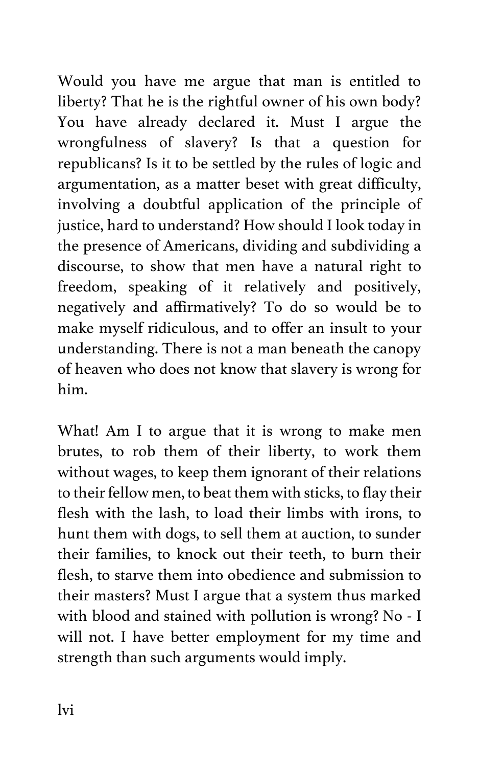Would you have me argue that man is entitled to liberty? That he is the rightful owner of his own body? You have already declared it. Must I argue the wrongfulness of slavery? Is that a question for republicans? Is it to be settled by the rules of logic and argumentation, as a matter beset with great difficulty, involving a doubtful application of the principle of justice, hard to understand? How should I look today in the presence of Americans, dividing and subdividing a discourse, to show that men have a natural right to freedom, speaking of it relatively and positively, negatively and affirmatively? To do so would be to make myself ridiculous, and to offer an insult to your understanding. There is not a man beneath the canopy of heaven who does not know that slavery is wrong for him.

What! Am I to argue that it is wrong to make men brutes, to rob them of their liberty, to work them without wages, to keep them ignorant of their relations to their fellow men, to beat them with sticks, to flay their flesh with the lash, to load their limbs with irons, to hunt them with dogs, to sell them at auction, to sunder their families, to knock out their teeth, to burn their flesh, to starve them into obedience and submission to their masters? Must I argue that a system thus marked with blood and stained with pollution is wrong? No - I will not. I have better employment for my time and strength than such arguments would imply.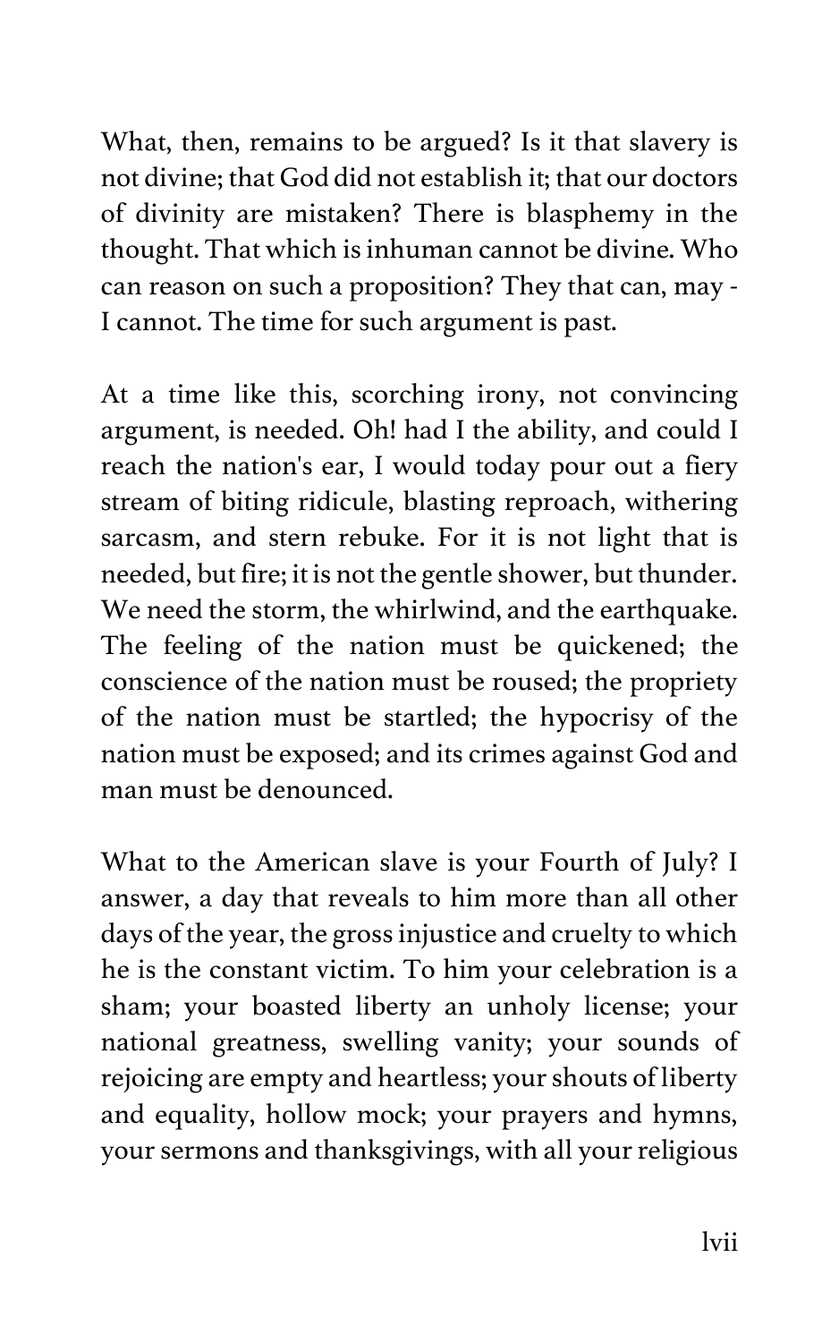What, then, remains to be argued? Is it that slavery is not divine; that God did not establish it; that our doctors of divinity are mistaken? There is blasphemy in the thought. That which is inhuman cannot be divine. Who can reason on such a proposition? They that can, may - I cannot. The time for such argument is past.

At a time like this, scorching irony, not convincing argument, is needed. Oh! had I the ability, and could I reach the nation's ear, I would today pour out a fiery stream of biting ridicule, blasting reproach, withering sarcasm, and stern rebuke. For it is not light that is needed, but fire; it is not the gentle shower, but thunder. We need the storm, the whirlwind, and the earthquake. The feeling of the nation must be quickened; the conscience of the nation must be roused; the propriety of the nation must be startled; the hypocrisy of the nation must be exposed; and its crimes against God and man must be denounced.

What to the American slave is your Fourth of July? I answer, a day that reveals to him more than all other days of the year, the gross injustice and cruelty to which he is the constant victim. To him your celebration is a sham; your boasted liberty an unholy license; your national greatness, swelling vanity; your sounds of rejoicing are empty and heartless; your shouts of liberty and equality, hollow mock; your prayers and hymns, your sermons and thanksgivings, with all your religious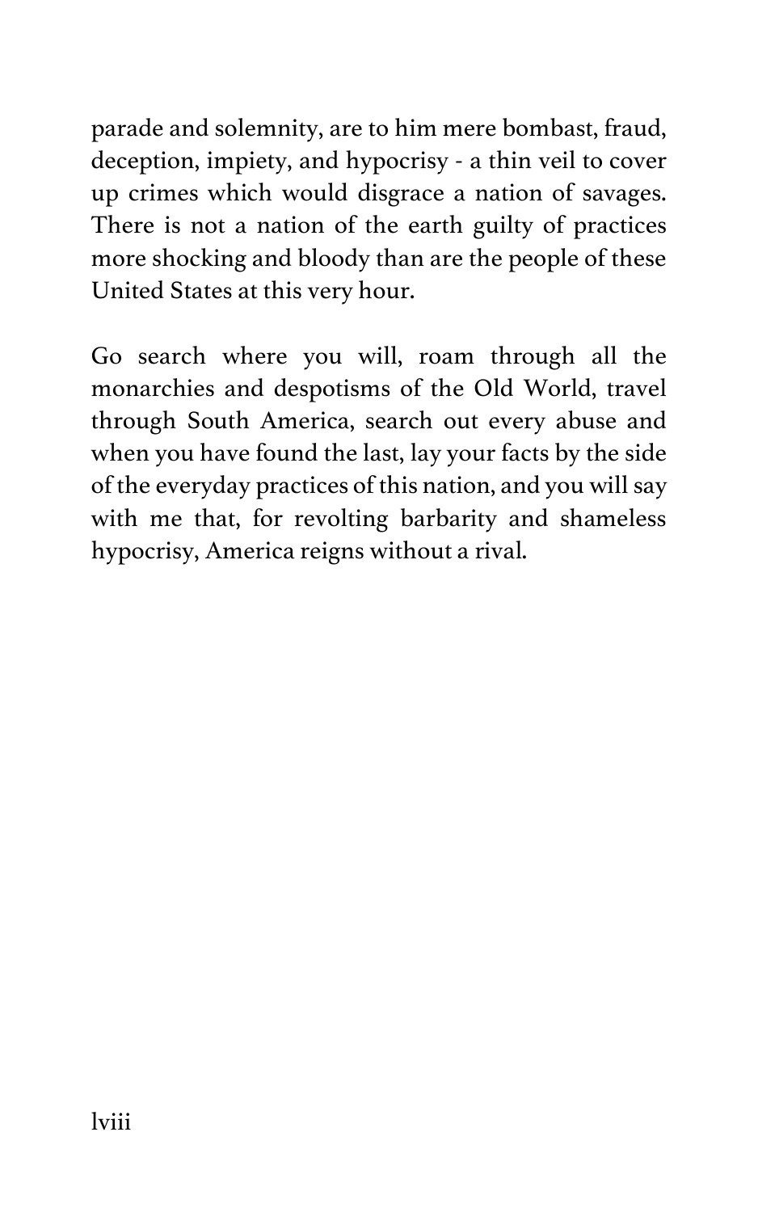parade and solemnity, are to him mere bombast, fraud, deception, impiety, and hypocrisy - a thin veil to cover up crimes which would disgrace a nation of savages. There is not a nation of the earth guilty of practices more shocking and bloody than are the people of these United States at this very hour.

Go search where you will, roam through all the monarchies and despotisms of the Old World, travel through South America, search out every abuse and when you have found the last, lay your facts by the side of the everyday practices of this nation, and you will say with me that, for revolting barbarity and shameless hypocrisy, America reigns without a rival.